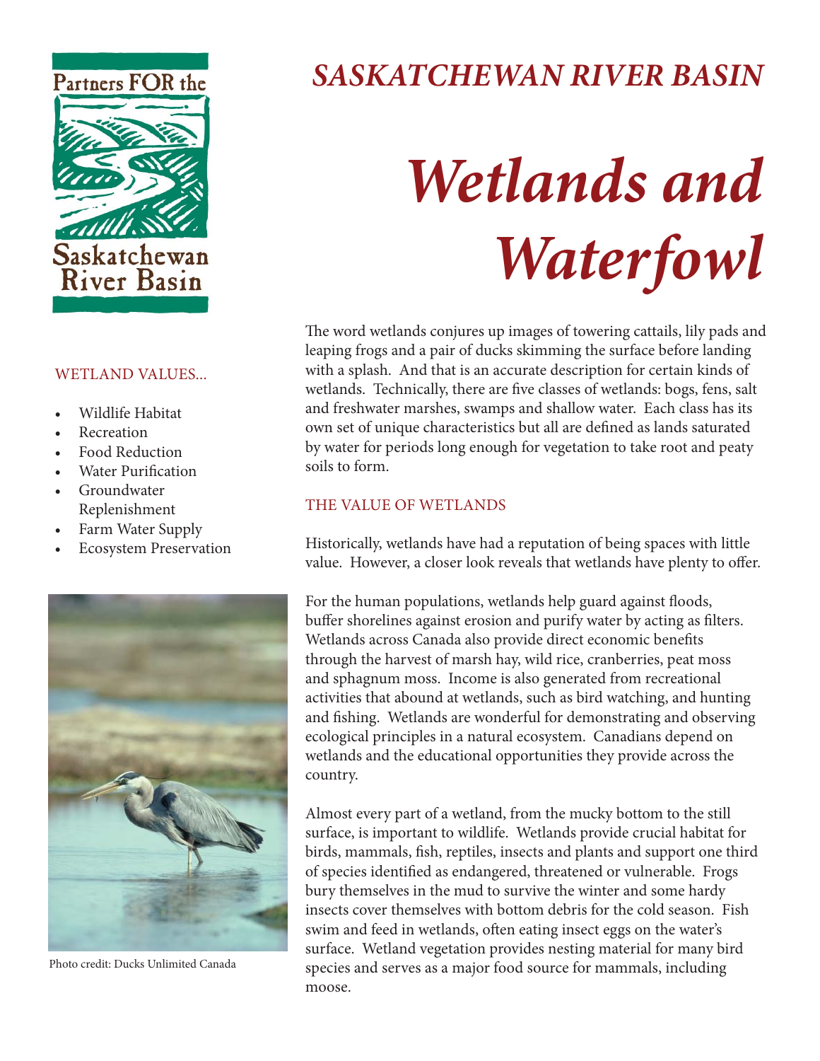Partners FOR the Saskatchewan River Basin

# *SASKATCHEWAN RIVER BASIN*

# *Wetlands and Waterfowl*

WETLAND VALUES...

- Wildlife Habitat
- Recreation
- Food Reduction
- Water Purification
- Groundwater Replenishment
- Farm Water Supply
- Ecosystem Preservation

Photo credit: Ducks Unlimited Canada

The word wetlands conjures up images of towering cattails, lily pads and leaping frogs and a pair of ducks skimming the surface before landing with a splash. And that is an accurate description for certain kinds of wetlands. Technically, there are five classes of wetlands: bogs, fens, salt and freshwater marshes, swamps and shallow water. Each class has its own set of unique characteristics but all are defined as lands saturated by water for periods long enough for vegetation to take root and peaty soils to form.

## THE VALUE OF WETLANDS

Historically, wetlands have had a reputation of being spaces with little value. However, a closer look reveals that wetlands have plenty to offer.

For the human populations, wetlands help guard against floods, buffer shorelines against erosion and purify water by acting as filters. Wetlands across Canada also provide direct economic benefits through the harvest of marsh hay, wild rice, cranberries, peat moss and sphagnum moss. Income is also generated from recreational activities that abound at wetlands, such as bird watching, and hunting and fishing. Wetlands are wonderful for demonstrating and observing ecological principles in a natural ecosystem. Canadians depend on wetlands and the educational opportunities they provide across the country.

Almost every part of a wetland, from the mucky bottom to the still surface, is important to wildlife. Wetlands provide crucial habitat for birds, mammals, fish, reptiles, insects and plants and support one third of species identified as endangered, threatened or vulnerable. Frogs bury themselves in the mud to survive the winter and some hardy insects cover themselves with bottom debris for the cold season. Fish swim and feed in wetlands, often eating insect eggs on the water's surface. Wetland vegetation provides nesting material for many bird species and serves as a major food source for mammals, including moose.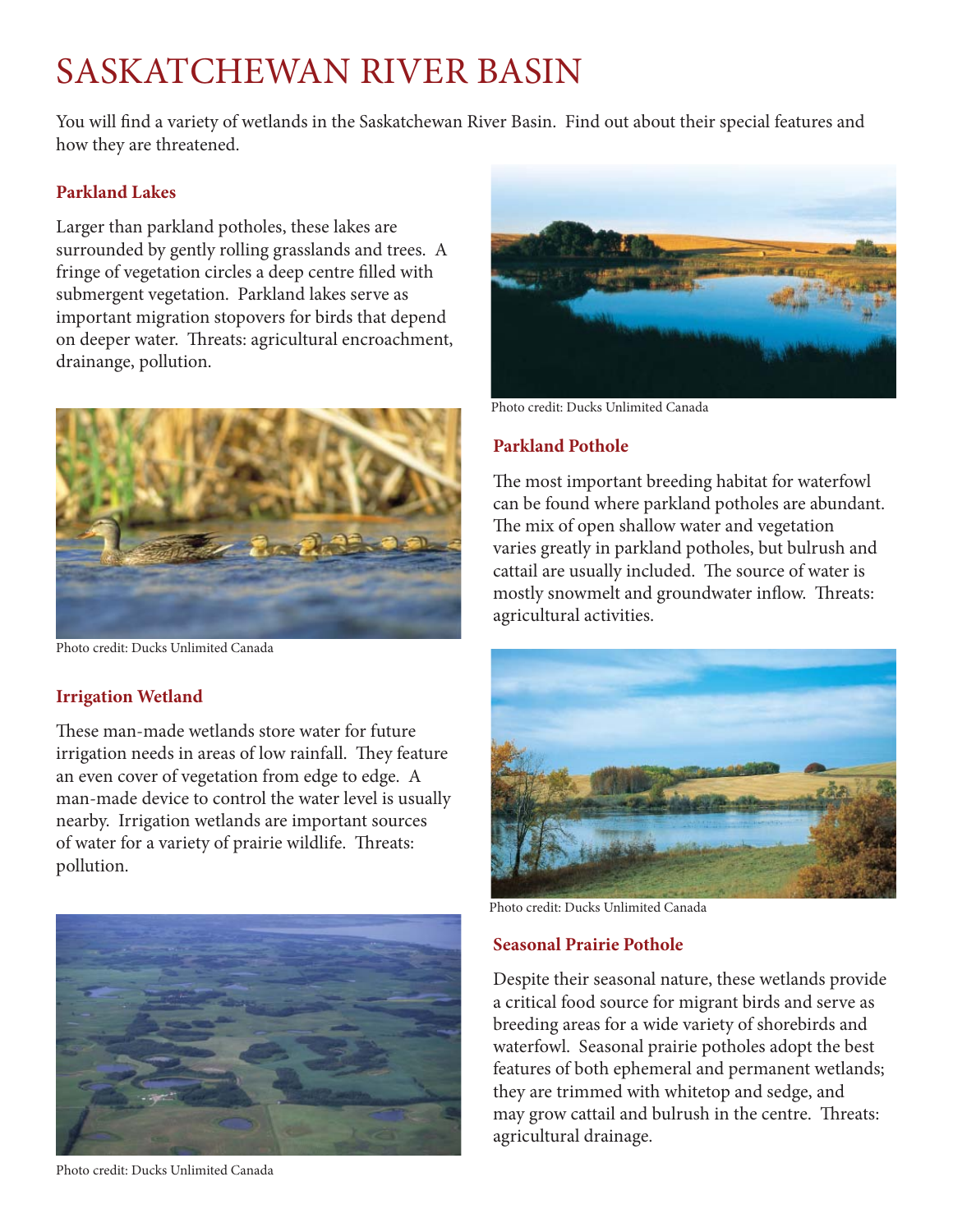# SASKATCHEWAN RIVER BASIN

You will find a variety of wetlands in the Saskatchewan River Basin. Find out about their special features and how they are threatened.

### Parkland Lakes

Larger than parkland potholes, these lakes are surrounded by gently rolling grasslands and trees. A fringe of vegetation circles a deep centre filled with submergent vegetation. Parkland lakes serve as important migration stopovers for birds that depend on deeper water. Threats: agricultural encroachment, drainange, pollution.

Photo credit: Ducks Unlimited Canada

Photo credit: Ducks Unlimited Canada

### Irrigation Wetland

These man-made wetlands store water for future irrigation needs in areas of low rainfall. They feature an even cover of vegetation from edge to edge. A man-made device to control the water level is usually nearby. Irrigation wetlands are important sources of water for a variety of prairie wildlife. Threats: pollution.

Photo credit: Ducks Unlimited Canada

### Parkland Pothole

The most important breeding habitat for waterfowl can be found where parkland potholes are abundant. The mix of open shallow water and vegetation varies greatly in parkland potholes, but bulrush and cattail are usually included. The source of water is mostly snowmelt and groundwater inflow. Threats: agricultural activities.

Photo credit: Ducks Unlimited Canada

### Seasonal Prairie Pothole

Despite their seasonal nature, these wetlands provide a critical food source for migrant birds and serve as breeding areas for a wide variety of shorebirds and waterfowl. Seasonal prairie potholes adopt the best features of both ephemeral and permanent wetlands; they are trimmed with whitetop and sedge, and may grow cattail and bulrush in the centre. Threats: agricultural drainage.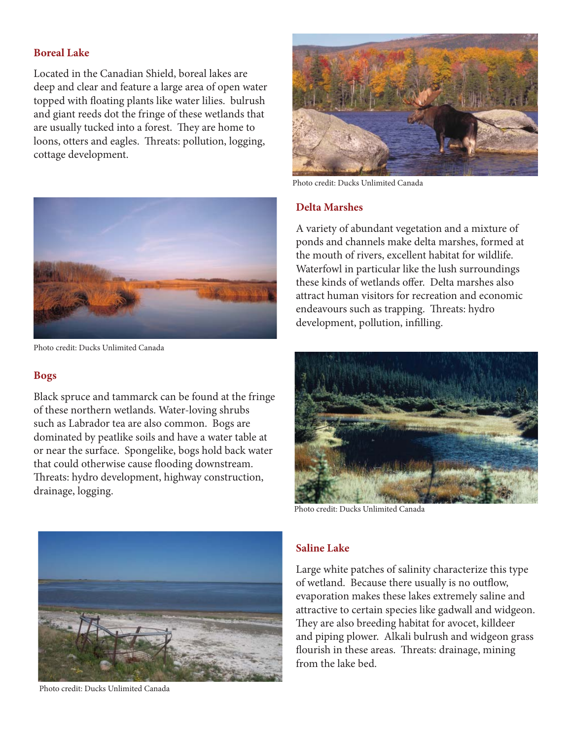## Boreal Lake

Located in the Canadian Shield, boreal lakes are deep and clear and feature a large area of open water topped with floating plants like water lilies. bulrush and giant reeds dot the fringe of these wetlands that are usually tucked into a forest. They are home to loons, otters and eagles. Threats: pollution, logging, cottage development.

Photo credit: Ducks Unlimited Canada

## Delta Marshes

A variety of abundant vegetation and a mixture of ponds and channels make delta marshes, formed at the mouth of rivers, excellent habitat for wildlife. Waterfowl in particular like the lush surroundings these kinds of wetlands offer. Delta marshes also attract human visitors for recreation and economic endeavours such as trapping. Threats: hydro development, pollution, infilling.

Photo credit: Ducks Unlimited Canada

## Bogs

Black spruce and tammarck can be found at the fringe of these northern wetlands. Water-loving shrubs such as Labrador tea are also common. Bogs are dominated by peatlike soils and have a water table at or near the surface. Spongelike, bogs hold back water that could otherwise cause flooding downstream. Threats: hydro development, highway construction, drainage, logging.

Photo credit: Ducks Unlimited Canada

## Saline Lake

Large white patches of salinity characterize this type of wetland. Because there usually is no outflow, evaporation makes these lakes extremely saline and attractive to certain species like gadwall and widgeon. They are also breeding habitat for avocet, killdeer and piping plower. Alkali bulrush and widgeon grass flourish in these areas. Threats: drainage, mining from the lake bed.

Photo credit: Ducks Unlimited Canada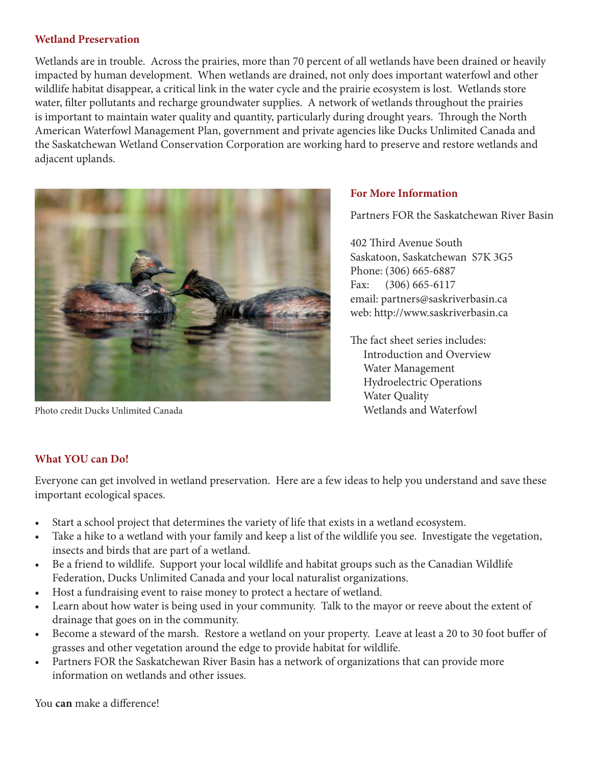## Wetland Preservation

Wetlands are in trouble. Across the prairies, more than 70 percent of all wetlands have been drained or heavily impacted by human development. When wetlands are drained, not only does important waterfowl and other wildlife habitat disappear, a critical link in the water cycle and the prairie ecosystem is lost. Wetlands store water, filter pollutants and recharge groundwater supplies. A network of wetlands throughout the prairies is important to maintain water quality and quantity, particularly during drought years. Through the North American Waterfowl Management Plan, government and private agencies like Ducks Unlimited Canada and the Saskatchewan Wetland Conservation Corporation are working hard to preserve and restore wetlands and adjacent uplands.

Photo credit Ducks Unlimited Canada

## For More Information

Partners FOR the Saskatchewan River Basin

402 Third Avenue South
Saskatoon, Saskatchewan S7K 3G5
Phone: (306) 665-6887
Fax: (306) 665-6117
email: partners@saskriverbasin.ca
web: http://www.saskriverbasin.ca

The fact sheet series includes:
- Introduction and Overview
- Water Management
- Hydroelectric Operations
- Water Quality
- Wetlands and Waterfowl

## What YOU can Do!

Everyone can get involved in wetland preservation. Here are a few ideas to help you understand and save these important ecological spaces.

- Start a school project that determines the variety of life that exists in a wetland ecosystem.
- Take a hike to a wetland with your family and keep a list of the wildlife you see. Investigate the vegetation, insects and birds that are part of a wetland.
- Be a friend to wildlife. Support your local wildlife and habitat groups such as the Canadian Wildlife Federation, Ducks Unlimited Canada and your local naturalist organizations.
- Host a fundraising event to raise money to protect a hectare of wetland.
- Learn about how water is being used in your community. Talk to the mayor or reeve about the extent of drainage that goes on in the community.
- Become a steward of the marsh. Restore a wetland on your property. Leave at least a 20 to 30 foot buffer of grasses and other vegetation around the edge to provide habitat for wildlife.
- Partners FOR the Saskatchewan River Basin has a network of organizations that can provide more information on wetlands and other issues.

You **can** make a difference!